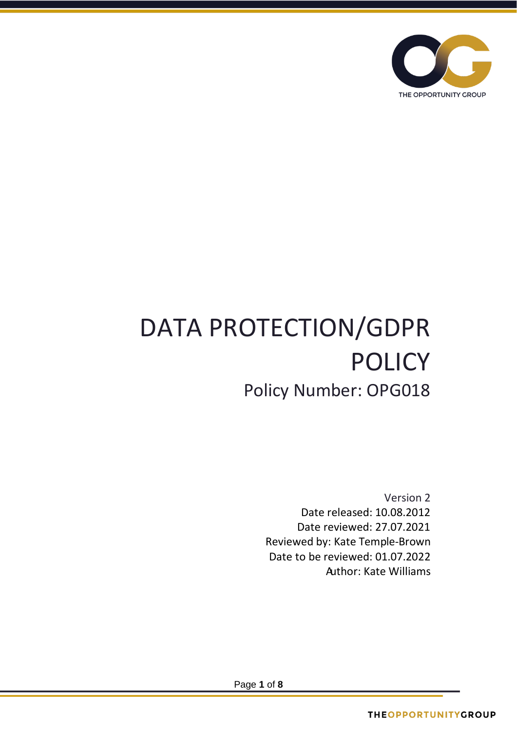# DATA PROTECTION/GDPR POLICY

## Policy Number: OPG018

Version 2
Date released: 10.08.2012
Date reviewed: 27.07.2021
Reviewed by: Kate Temple-Brown
Date to be reviewed: 01.07.2022
Author: Kate Williams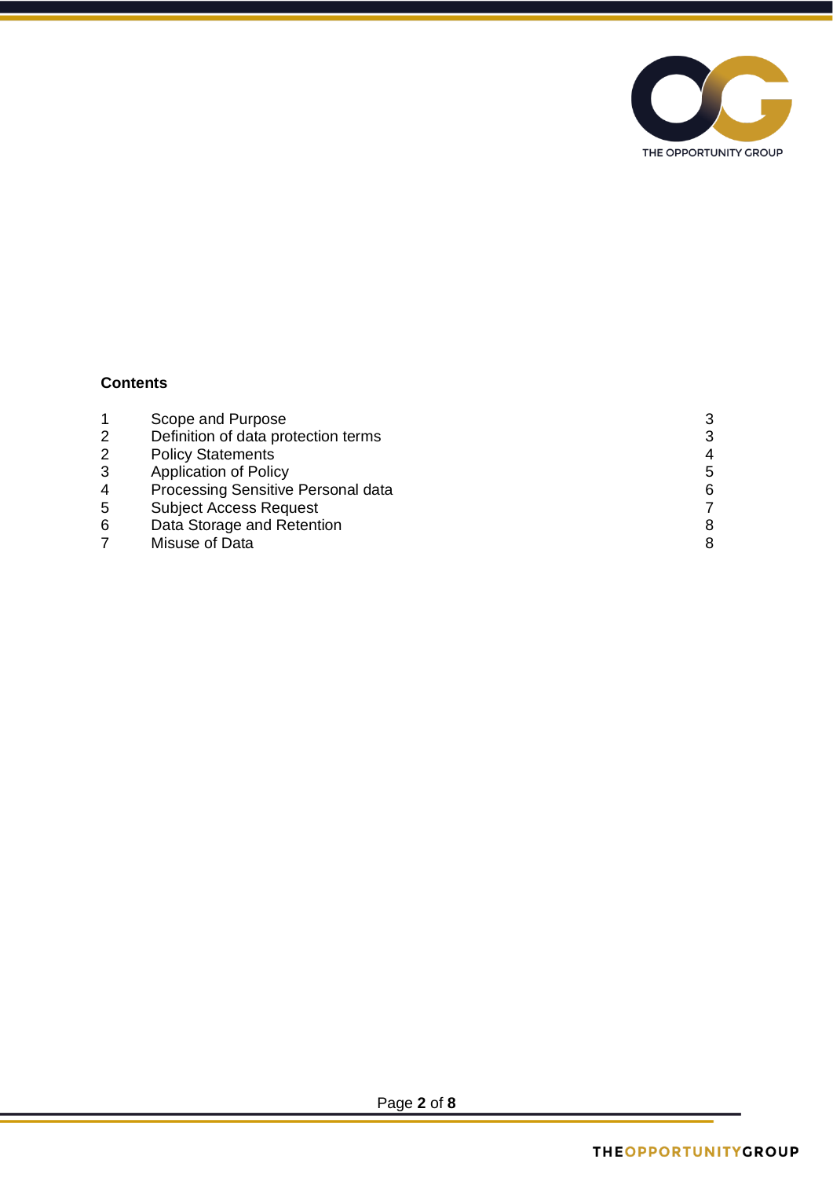**Contents**

| | | |
|---|---|---|
| 1 | Scope and Purpose | 3 |
| 2 | Definition of data protection terms | 3 |
| 2 | Policy Statements | 4 |
| 3 | Application of Policy | 5 |
| 4 | Processing Sensitive Personal data | 6 |
| 5 | Subject Access Request | 7 |
| 6 | Data Storage and Retention | 8 |
| 7 | Misuse of Data | 8 |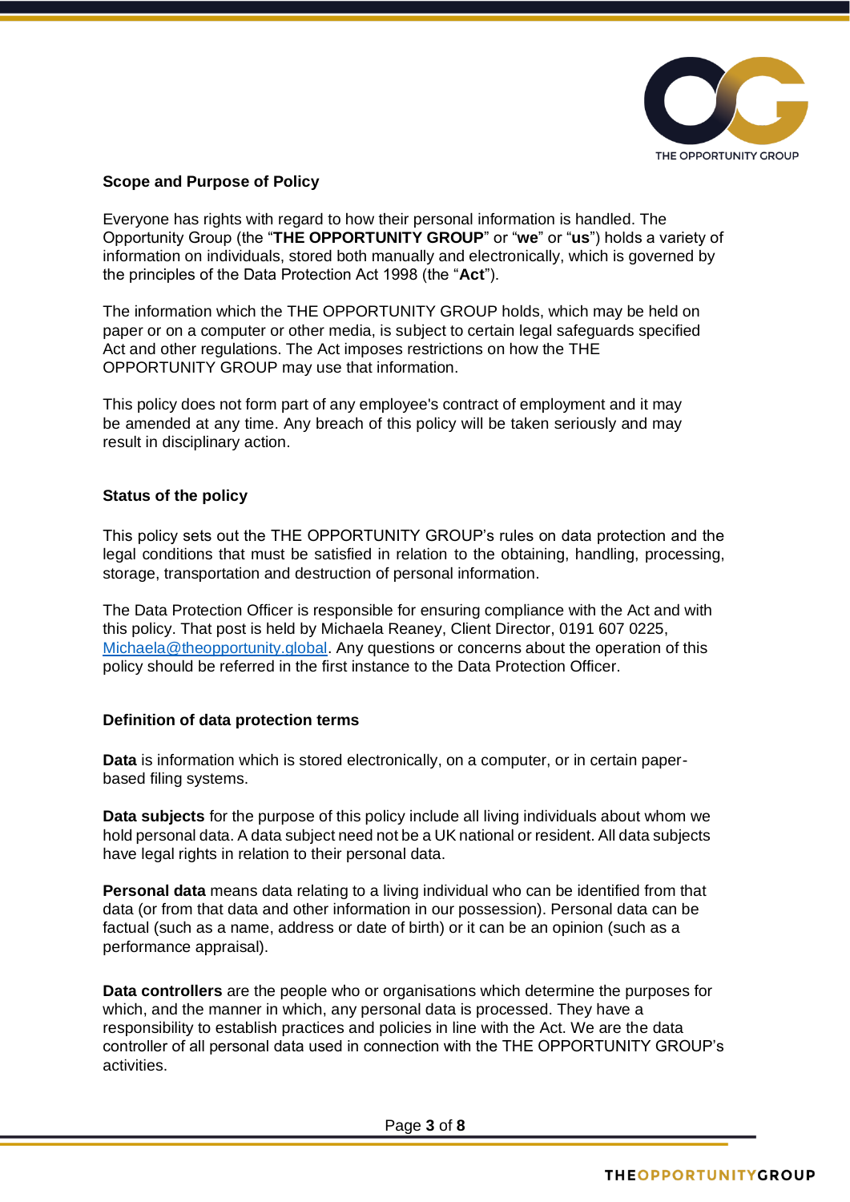**Scope and Purpose of Policy**

Everyone has rights with regard to how their personal information is handled. The Opportunity Group (the "**THE OPPORTUNITY GROUP**" or "**we**" or "**us**") holds a variety of information on individuals, stored both manually and electronically, which is governed by the principles of the Data Protection Act 1998 (the "**Act**").

The information which the THE OPPORTUNITY GROUP holds, which may be held on paper or on a computer or other media, is subject to certain legal safeguards specified Act and other regulations. The Act imposes restrictions on how the THE OPPORTUNITY GROUP may use that information.

This policy does not form part of any employee's contract of employment and it may be amended at any time. Any breach of this policy will be taken seriously and may result in disciplinary action.

**Status of the policy**

This policy sets out the THE OPPORTUNITY GROUP's rules on data protection and the legal conditions that must be satisfied in relation to the obtaining, handling, processing, storage, transportation and destruction of personal information.

The Data Protection Officer is responsible for ensuring compliance with the Act and with this policy. That post is held by Michaela Reaney, Client Director, 0191 607 0225, Michaela@theopportunity.global. Any questions or concerns about the operation of this policy should be referred in the first instance to the Data Protection Officer.

**Definition of data protection terms**

**Data** is information which is stored electronically, on a computer, or in certain paper-based filing systems.

**Data subjects** for the purpose of this policy include all living individuals about whom we hold personal data. A data subject need not be a UK national or resident. All data subjects have legal rights in relation to their personal data.

**Personal data** means data relating to a living individual who can be identified from that data (or from that data and other information in our possession). Personal data can be factual (such as a name, address or date of birth) or it can be an opinion (such as a performance appraisal).

**Data controllers** are the people who or organisations which determine the purposes for which, and the manner in which, any personal data is processed. They have a responsibility to establish practices and policies in line with the Act. We are the data controller of all personal data used in connection with the THE OPPORTUNITY GROUP's activities.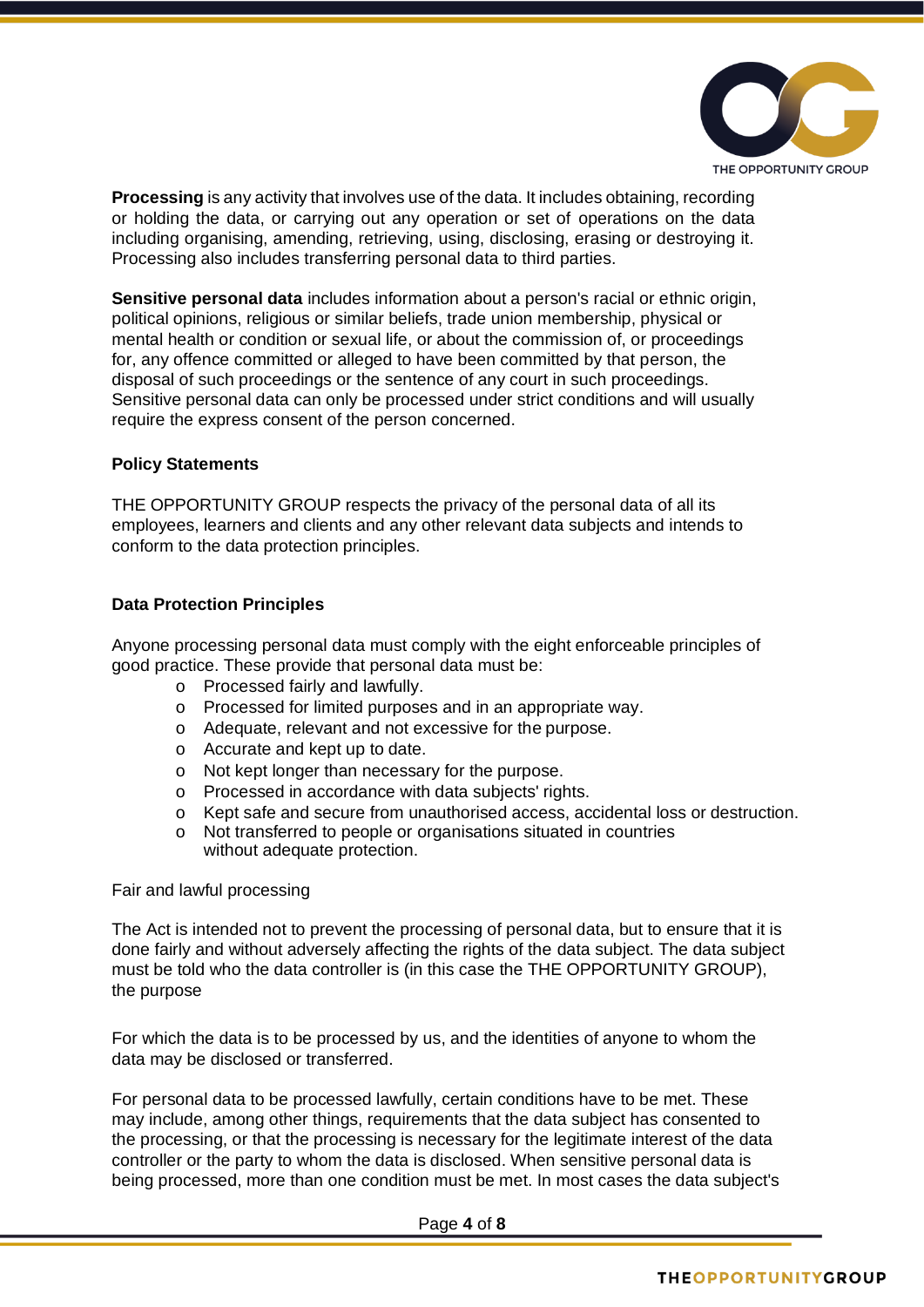**Processing** is any activity that involves use of the data. It includes obtaining, recording or holding the data, or carrying out any operation or set of operations on the data including organising, amending, retrieving, using, disclosing, erasing or destroying it. Processing also includes transferring personal data to third parties.

**Sensitive personal data** includes information about a person's racial or ethnic origin, political opinions, religious or similar beliefs, trade union membership, physical or mental health or condition or sexual life, or about the commission of, or proceedings for, any offence committed or alleged to have been committed by that person, the disposal of such proceedings or the sentence of any court in such proceedings. Sensitive personal data can only be processed under strict conditions and will usually require the express consent of the person concerned.

**Policy Statements**

THE OPPORTUNITY GROUP respects the privacy of the personal data of all its employees, learners and clients and any other relevant data subjects and intends to conform to the data protection principles.

**Data Protection Principles**

Anyone processing personal data must comply with the eight enforceable principles of good practice. These provide that personal data must be:

- Processed fairly and lawfully.
- Processed for limited purposes and in an appropriate way.
- Adequate, relevant and not excessive for the purpose.
- Accurate and kept up to date.
- Not kept longer than necessary for the purpose.
- Processed in accordance with data subjects' rights.
- Kept safe and secure from unauthorised access, accidental loss or destruction.
- Not transferred to people or organisations situated in countries without adequate protection.

Fair and lawful processing

The Act is intended not to prevent the processing of personal data, but to ensure that it is done fairly and without adversely affecting the rights of the data subject. The data subject must be told who the data controller is (in this case the THE OPPORTUNITY GROUP), the purpose

For which the data is to be processed by us, and the identities of anyone to whom the data may be disclosed or transferred.

For personal data to be processed lawfully, certain conditions have to be met. These may include, among other things, requirements that the data subject has consented to the processing, or that the processing is necessary for the legitimate interest of the data controller or the party to whom the data is disclosed. When sensitive personal data is being processed, more than one condition must be met. In most cases the data subject's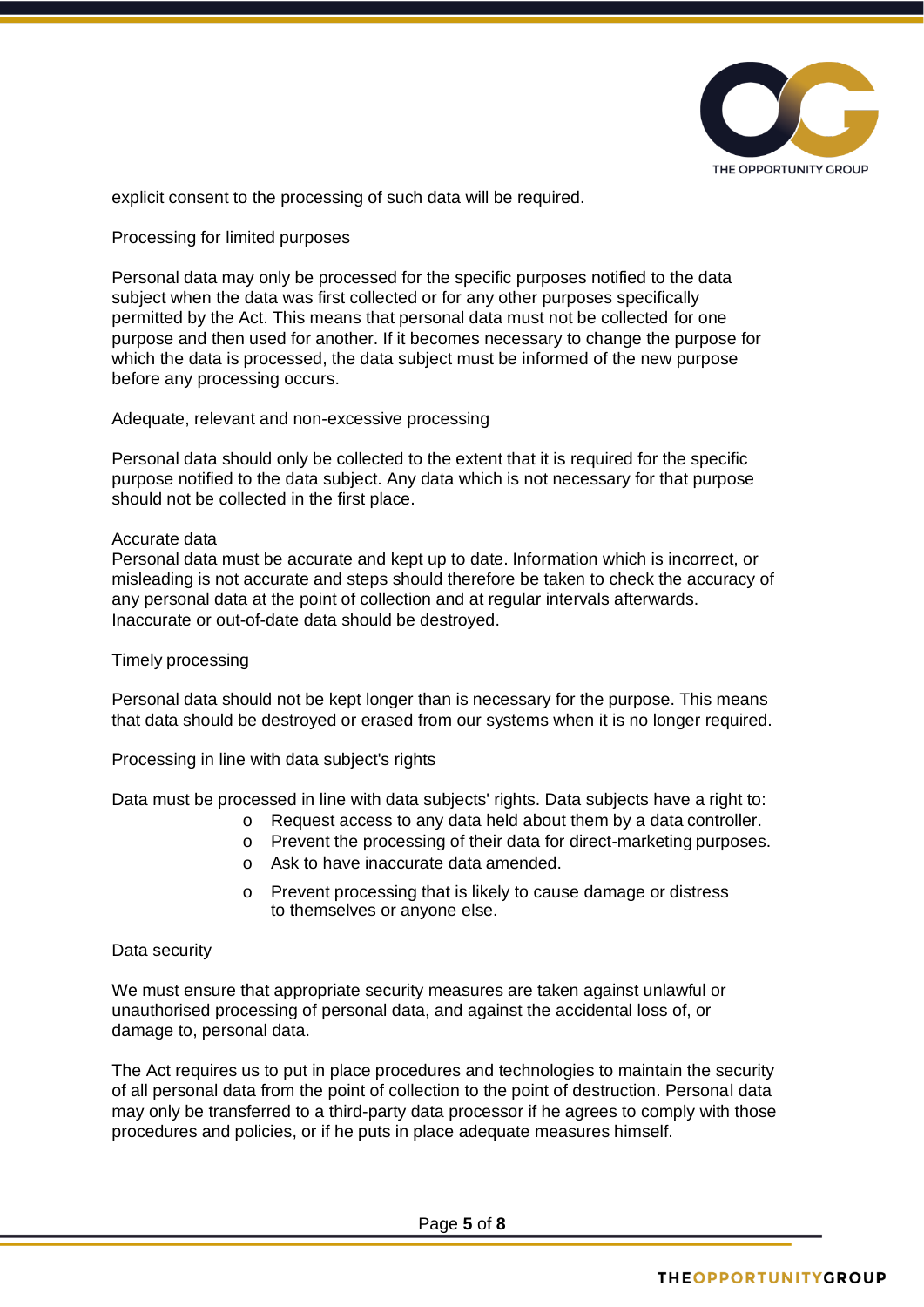explicit consent to the processing of such data will be required.

## Processing for limited purposes

Personal data may only be processed for the specific purposes notified to the data subject when the data was first collected or for any other purposes specifically permitted by the Act. This means that personal data must not be collected for one purpose and then used for another. If it becomes necessary to change the purpose for which the data is processed, the data subject must be informed of the new purpose before any processing occurs.

## Adequate, relevant and non-excessive processing

Personal data should only be collected to the extent that it is required for the specific purpose notified to the data subject. Any data which is not necessary for that purpose should not be collected in the first place.

## Accurate data

Personal data must be accurate and kept up to date. Information which is incorrect, or misleading is not accurate and steps should therefore be taken to check the accuracy of any personal data at the point of collection and at regular intervals afterwards. Inaccurate or out-of-date data should be destroyed.

## Timely processing

Personal data should not be kept longer than is necessary for the purpose. This means that data should be destroyed or erased from our systems when it is no longer required.

## Processing in line with data subject's rights

Data must be processed in line with data subjects' rights. Data subjects have a right to:

- Request access to any data held about them by a data controller.
- Prevent the processing of their data for direct-marketing purposes.
- Ask to have inaccurate data amended.
- Prevent processing that is likely to cause damage or distress to themselves or anyone else.

## Data security

We must ensure that appropriate security measures are taken against unlawful or unauthorised processing of personal data, and against the accidental loss of, or damage to, personal data.

The Act requires us to put in place procedures and technologies to maintain the security of all personal data from the point of collection to the point of destruction. Personal data may only be transferred to a third-party data processor if he agrees to comply with those procedures and policies, or if he puts in place adequate measures himself.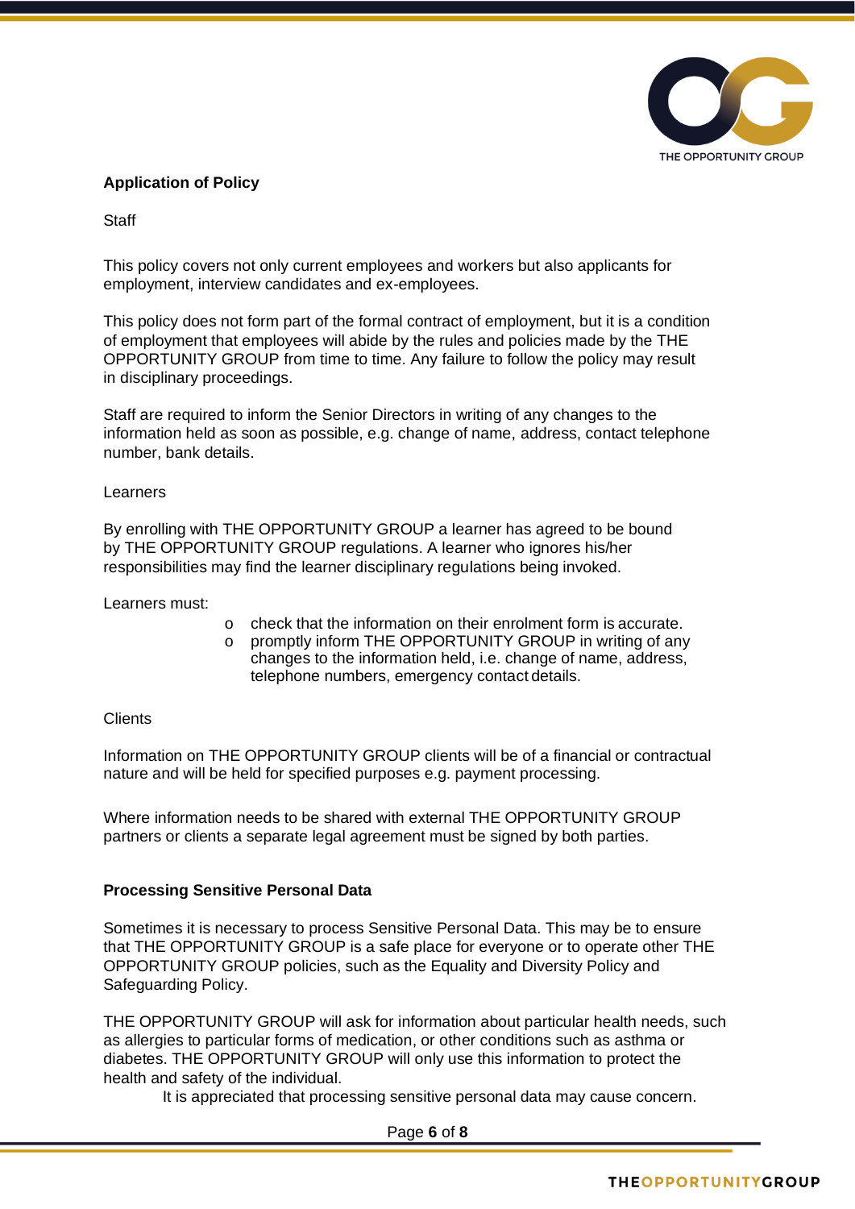## Application of Policy

Staff

This policy covers not only current employees and workers but also applicants for employment, interview candidates and ex-employees.

This policy does not form part of the formal contract of employment, but it is a condition of employment that employees will abide by the rules and policies made by the THE OPPORTUNITY GROUP from time to time. Any failure to follow the policy may result in disciplinary proceedings.

Staff are required to inform the Senior Directors in writing of any changes to the information held as soon as possible, e.g. change of name, address, contact telephone number, bank details.

Learners

By enrolling with THE OPPORTUNITY GROUP a learner has agreed to be bound by THE OPPORTUNITY GROUP regulations. A learner who ignores his/her responsibilities may find the learner disciplinary regulations being invoked.

Learners must:

- check that the information on their enrolment form is accurate.
- promptly inform THE OPPORTUNITY GROUP in writing of any changes to the information held, i.e. change of name, address, telephone numbers, emergency contact details.

Clients

Information on THE OPPORTUNITY GROUP clients will be of a financial or contractual nature and will be held for specified purposes e.g. payment processing.

Where information needs to be shared with external THE OPPORTUNITY GROUP partners or clients a separate legal agreement must be signed by both parties.

## Processing Sensitive Personal Data

Sometimes it is necessary to process Sensitive Personal Data. This may be to ensure that THE OPPORTUNITY GROUP is a safe place for everyone or to operate other THE OPPORTUNITY GROUP policies, such as the Equality and Diversity Policy and Safeguarding Policy.

THE OPPORTUNITY GROUP will ask for information about particular health needs, such as allergies to particular forms of medication, or other conditions such as asthma or diabetes. THE OPPORTUNITY GROUP will only use this information to protect the health and safety of the individual.

It is appreciated that processing sensitive personal data may cause concern.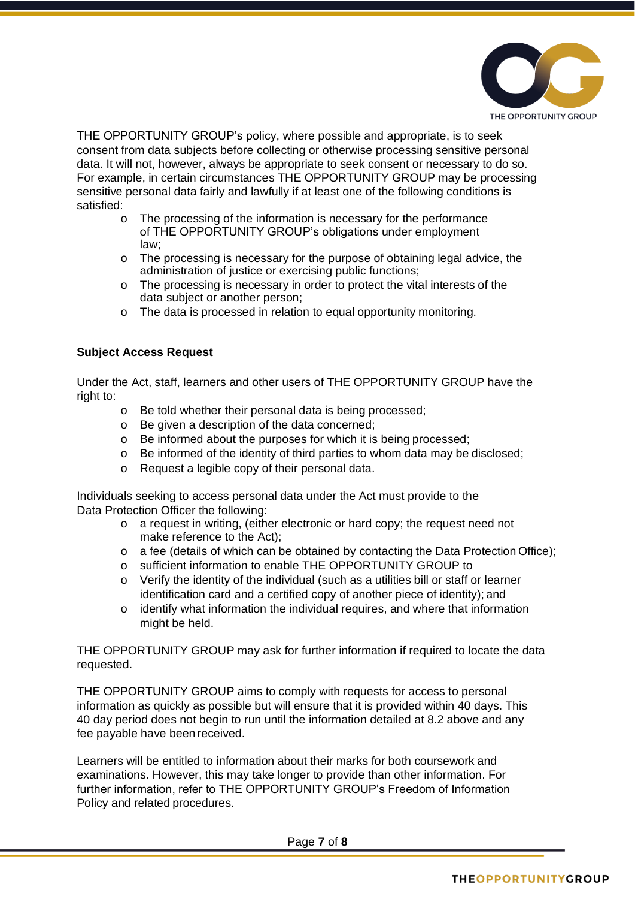THE OPPORTUNITY GROUP's policy, where possible and appropriate, is to seek consent from data subjects before collecting or otherwise processing sensitive personal data. It will not, however, always be appropriate to seek consent or necessary to do so. For example, in certain circumstances THE OPPORTUNITY GROUP may be processing sensitive personal data fairly and lawfully if at least one of the following conditions is satisfied:

- The processing of the information is necessary for the performance of THE OPPORTUNITY GROUP's obligations under employment law;
- The processing is necessary for the purpose of obtaining legal advice, the administration of justice or exercising public functions;
- The processing is necessary in order to protect the vital interests of the data subject or another person;
- The data is processed in relation to equal opportunity monitoring.

**Subject Access Request**

Under the Act, staff, learners and other users of THE OPPORTUNITY GROUP have the right to:

- Be told whether their personal data is being processed;
- Be given a description of the data concerned;
- Be informed about the purposes for which it is being processed;
- Be informed of the identity of third parties to whom data may be disclosed;
- Request a legible copy of their personal data.

Individuals seeking to access personal data under the Act must provide to the Data Protection Officer the following:

- a request in writing, (either electronic or hard copy; the request need not make reference to the Act);
- a fee (details of which can be obtained by contacting the Data Protection Office);
- sufficient information to enable THE OPPORTUNITY GROUP to
- Verify the identity of the individual (such as a utilities bill or staff or learner identification card and a certified copy of another piece of identity); and
- identify what information the individual requires, and where that information might be held.

THE OPPORTUNITY GROUP may ask for further information if required to locate the data requested.

THE OPPORTUNITY GROUP aims to comply with requests for access to personal information as quickly as possible but will ensure that it is provided within 40 days. This 40 day period does not begin to run until the information detailed at 8.2 above and any fee payable have been received.

Learners will be entitled to information about their marks for both coursework and examinations. However, this may take longer to provide than other information. For further information, refer to THE OPPORTUNITY GROUP's Freedom of Information Policy and related procedures.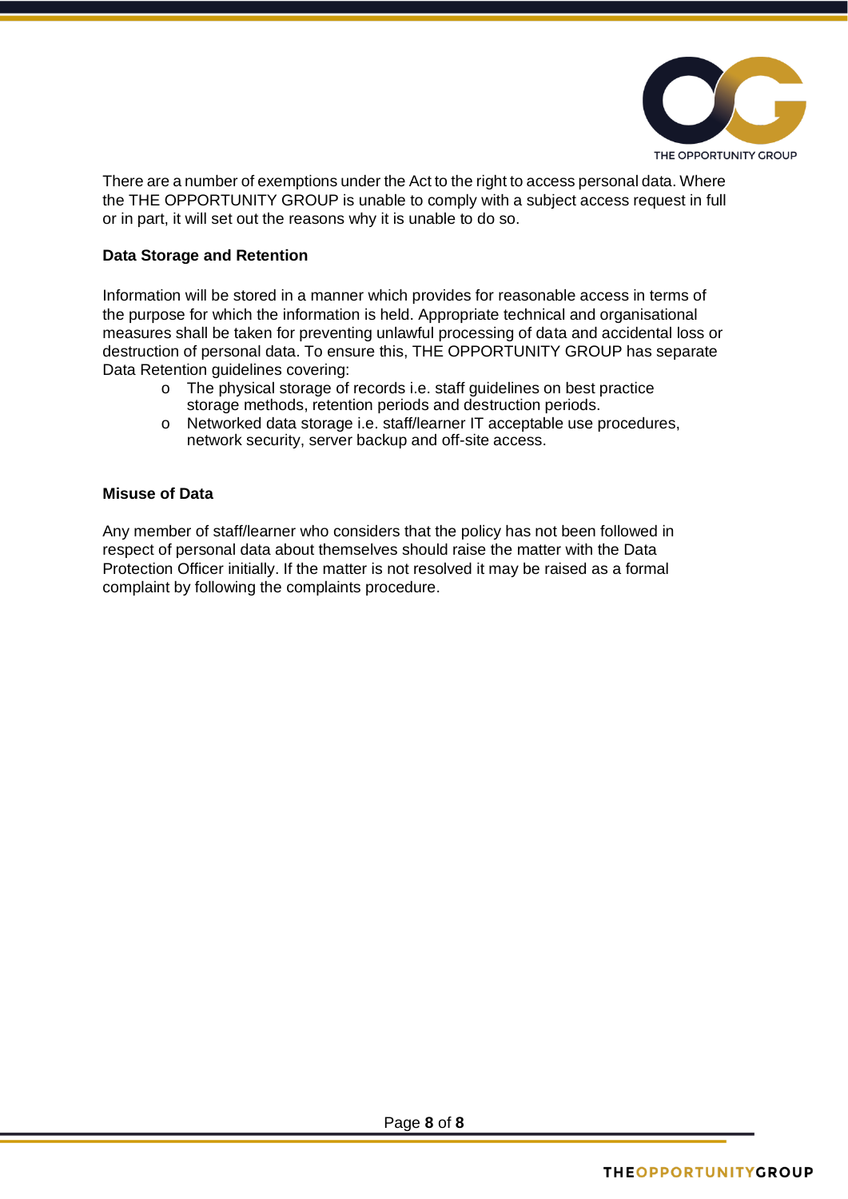There are a number of exemptions under the Act to the right to access personal data. Where the THE OPPORTUNITY GROUP is unable to comply with a subject access request in full or in part, it will set out the reasons why it is unable to do so.

**Data Storage and Retention**

Information will be stored in a manner which provides for reasonable access in terms of the purpose for which the information is held. Appropriate technical and organisational measures shall be taken for preventing unlawful processing of data and accidental loss or destruction of personal data. To ensure this, THE OPPORTUNITY GROUP has separate Data Retention guidelines covering:

- The physical storage of records i.e. staff guidelines on best practice storage methods, retention periods and destruction periods.
- Networked data storage i.e. staff/learner IT acceptable use procedures, network security, server backup and off-site access.

**Misuse of Data**

Any member of staff/learner who considers that the policy has not been followed in respect of personal data about themselves should raise the matter with the Data Protection Officer initially. If the matter is not resolved it may be raised as a formal complaint by following the complaints procedure.